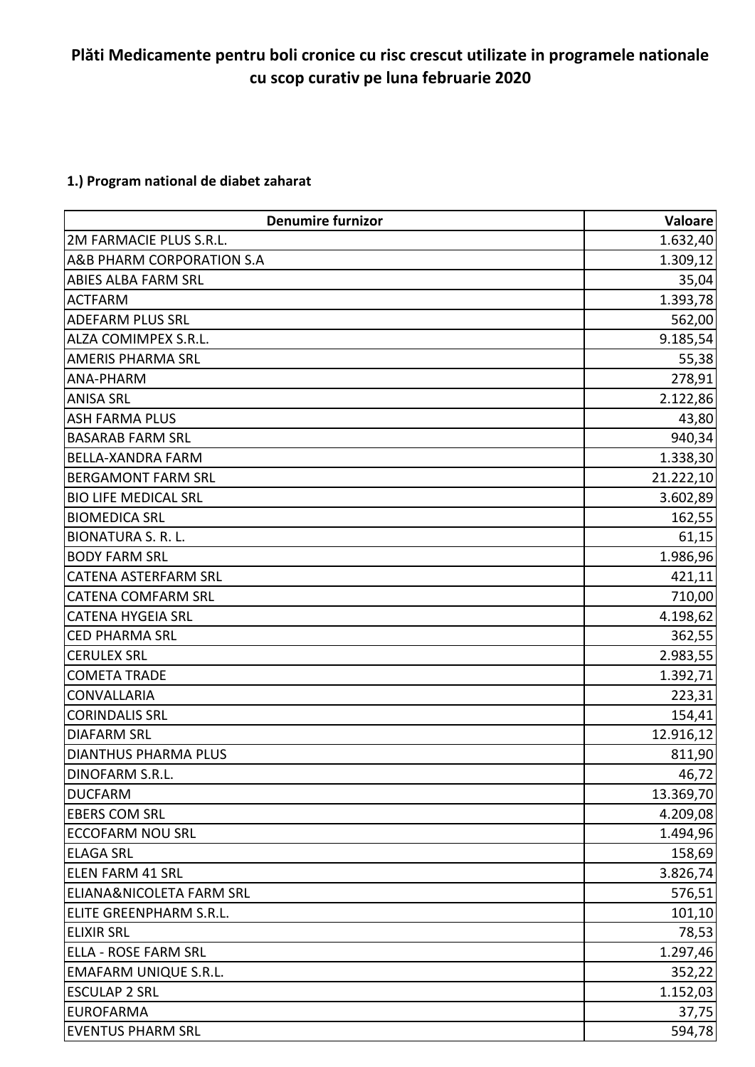**Plăti Medicamente pentru boli cronice cu risc crescut utilizate in programele nationale cu scop curativ pe luna februarie 2020**

**1.) Program national de diabet zaharat**

| Denumire furnizor | Valoare |
|---|---:|
| 2M FARMACIE PLUS S.R.L. | 1.632,40 |
| A&B PHARM CORPORATION S.A | 1.309,12 |
| ABIES ALBA FARM SRL | 35,04 |
| ACTFARM | 1.393,78 |
| ADEFARM PLUS SRL | 562,00 |
| ALZA COMIMPEX S.R.L. | 9.185,54 |
| AMERIS PHARMA SRL | 55,38 |
| ANA-PHARM | 278,91 |
| ANISA SRL | 2.122,86 |
| ASH FARMA PLUS | 43,80 |
| BASARAB FARM SRL | 940,34 |
| BELLA-XANDRA FARM | 1.338,30 |
| BERGAMONT FARM SRL | 21.222,10 |
| BIO LIFE MEDICAL SRL | 3.602,89 |
| BIOMEDICA SRL | 162,55 |
| BIONATURA S. R. L. | 61,15 |
| BODY FARM SRL | 1.986,96 |
| CATENA ASTERFARM SRL | 421,11 |
| CATENA COMFARM SRL | 710,00 |
| CATENA HYGEIA SRL | 4.198,62 |
| CED PHARMA SRL | 362,55 |
| CERULEX SRL | 2.983,55 |
| COMETA TRADE | 1.392,71 |
| CONVALLARIA | 223,31 |
| CORINDALIS SRL | 154,41 |
| DIAFARM SRL | 12.916,12 |
| DIANTHUS PHARMA PLUS | 811,90 |
| DINOFARM S.R.L. | 46,72 |
| DUCFARM | 13.369,70 |
| EBERS COM SRL | 4.209,08 |
| ECCOFARM NOU SRL | 1.494,96 |
| ELAGA SRL | 158,69 |
| ELEN FARM 41 SRL | 3.826,74 |
| ELIANA&NICOLETA FARM SRL | 576,51 |
| ELITE GREENPHARM S.R.L. | 101,10 |
| ELIXIR SRL | 78,53 |
| ELLA - ROSE FARM SRL | 1.297,46 |
| EMAFARM UNIQUE S.R.L. | 352,22 |
| ESCULAP 2 SRL | 1.152,03 |
| EUROFARMA | 37,75 |
| EVENTUS PHARM SRL | 594,78 |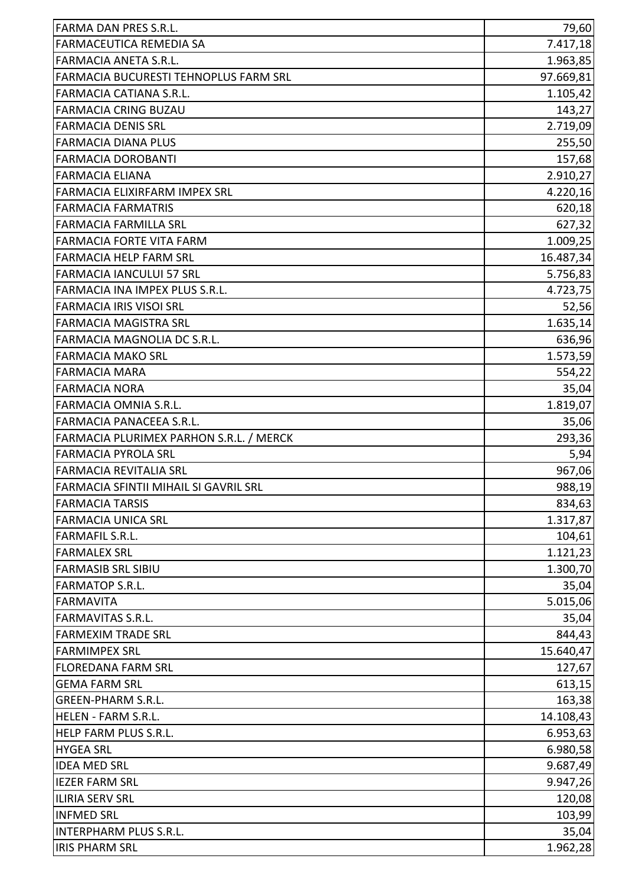| | |
|---|---|
| FARMA DAN PRES S.R.L. | 79,60 |
| FARMACEUTICA REMEDIA SA | 7.417,18 |
| FARMACIA ANETA S.R.L. | 1.963,85 |
| FARMACIA BUCURESTI TEHNOPLUS FARM SRL | 97.669,81 |
| FARMACIA CATIANA S.R.L. | 1.105,42 |
| FARMACIA CRING BUZAU | 143,27 |
| FARMACIA DENIS SRL | 2.719,09 |
| FARMACIA DIANA PLUS | 255,50 |
| FARMACIA DOROBANTI | 157,68 |
| FARMACIA ELIANA | 2.910,27 |
| FARMACIA ELIXIRFARM IMPEX SRL | 4.220,16 |
| FARMACIA FARMATRIS | 620,18 |
| FARMACIA FARMILLA SRL | 627,32 |
| FARMACIA FORTE VITA FARM | 1.009,25 |
| FARMACIA HELP FARM SRL | 16.487,34 |
| FARMACIA IANCULUI 57 SRL | 5.756,83 |
| FARMACIA INA IMPEX PLUS S.R.L. | 4.723,75 |
| FARMACIA IRIS VISOI SRL | 52,56 |
| FARMACIA MAGISTRA SRL | 1.635,14 |
| FARMACIA MAGNOLIA DC S.R.L. | 636,96 |
| FARMACIA MAKO SRL | 1.573,59 |
| FARMACIA MARA | 554,22 |
| FARMACIA NORA | 35,04 |
| FARMACIA OMNIA S.R.L. | 1.819,07 |
| FARMACIA PANACEEA S.R.L. | 35,06 |
| FARMACIA PLURIMEX PARHON S.R.L. / MERCK | 293,36 |
| FARMACIA PYROLA SRL | 5,94 |
| FARMACIA REVITALIA SRL | 967,06 |
| FARMACIA SFINTII MIHAIL SI GAVRIL SRL | 988,19 |
| FARMACIA TARSIS | 834,63 |
| FARMACIA UNICA SRL | 1.317,87 |
| FARMAFIL S.R.L. | 104,61 |
| FARMALEX SRL | 1.121,23 |
| FARMASIB SRL SIBIU | 1.300,70 |
| FARMATOP S.R.L. | 35,04 |
| FARMAVITA | 5.015,06 |
| FARMAVITAS S.R.L. | 35,04 |
| FARMEXIM TRADE SRL | 844,43 |
| FARMIMPEX SRL | 15.640,47 |
| FLOREDANA FARM SRL | 127,67 |
| GEMA FARM SRL | 613,15 |
| GREEN-PHARM S.R.L. | 163,38 |
| HELEN - FARM S.R.L. | 14.108,43 |
| HELP FARM PLUS S.R.L. | 6.953,63 |
| HYGEA SRL | 6.980,58 |
| IDEA MED SRL | 9.687,49 |
| IEZER FARM SRL | 9.947,26 |
| ILIRIA SERV SRL | 120,08 |
| INFMED SRL | 103,99 |
| INTERPHARM PLUS S.R.L. | 35,04 |
| IRIS PHARM SRL | 1.962,28 |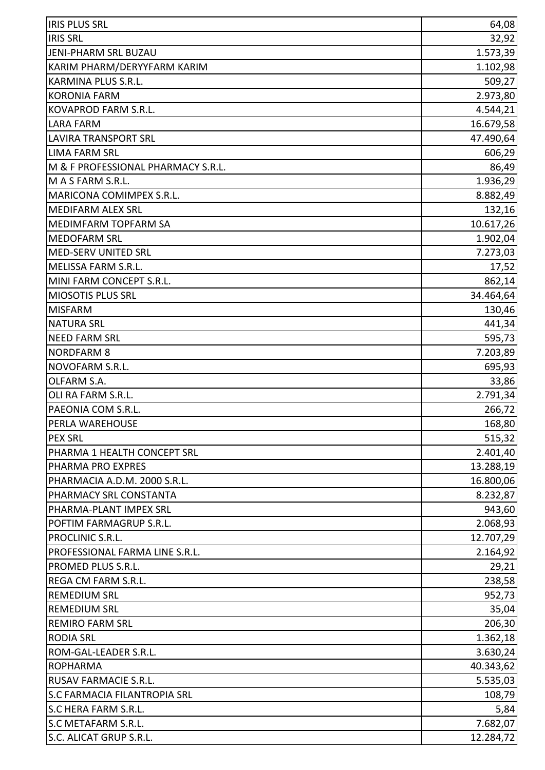| | |
|---|---|
| IRIS PLUS SRL | 64,08 |
| IRIS SRL | 32,92 |
| JENI-PHARM SRL BUZAU | 1.573,39 |
| KARIM PHARM/DERYYFARM KARIM | 1.102,98 |
| KARMINA PLUS S.R.L. | 509,27 |
| KORONIA FARM | 2.973,80 |
| KOVAPROD FARM S.R.L. | 4.544,21 |
| LARA FARM | 16.679,58 |
| LAVIRA TRANSPORT SRL | 47.490,64 |
| LIMA FARM SRL | 606,29 |
| M & F PROFESSIONAL PHARMACY S.R.L. | 86,49 |
| M A S FARM S.R.L. | 1.936,29 |
| MARICONA COMIMPEX S.R.L. | 8.882,49 |
| MEDIFARM ALEX SRL | 132,16 |
| MEDIMFARM TOPFARM SA | 10.617,26 |
| MEDOFARM SRL | 1.902,04 |
| MED-SERV UNITED SRL | 7.273,03 |
| MELISSA FARM S.R.L. | 17,52 |
| MINI FARM CONCEPT S.R.L. | 862,14 |
| MIOSOTIS PLUS SRL | 34.464,64 |
| MISFARM | 130,46 |
| NATURA SRL | 441,34 |
| NEED FARM SRL | 595,73 |
| NORDFARM 8 | 7.203,89 |
| NOVOFARM S.R.L. | 695,93 |
| OLFARM S.A. | 33,86 |
| OLI RA FARM S.R.L. | 2.791,34 |
| PAEONIA COM S.R.L. | 266,72 |
| PERLA WAREHOUSE | 168,80 |
| PEX SRL | 515,32 |
| PHARMA 1 HEALTH CONCEPT SRL | 2.401,40 |
| PHARMA PRO EXPRES | 13.288,19 |
| PHARMACIA A.D.M. 2000 S.R.L. | 16.800,06 |
| PHARMACY SRL CONSTANTA | 8.232,87 |
| PHARMA-PLANT IMPEX SRL | 943,60 |
| POFTIM FARMAGRUP S.R.L. | 2.068,93 |
| PROCLINIC S.R.L. | 12.707,29 |
| PROFESSIONAL FARMA LINE S.R.L. | 2.164,92 |
| PROMED PLUS S.R.L. | 29,21 |
| REGA CM FARM S.R.L. | 238,58 |
| REMEDIUM SRL | 952,73 |
| REMEDIUM SRL | 35,04 |
| REMIRO FARM SRL | 206,30 |
| RODIA SRL | 1.362,18 |
| ROM-GAL-LEADER S.R.L. | 3.630,24 |
| ROPHARMA | 40.343,62 |
| RUSAV FARMACIE S.R.L. | 5.535,03 |
| S.C FARMACIA FILANTROPIA SRL | 108,79 |
| S.C HERA FARM S.R.L. | 5,84 |
| S.C METAFARM S.R.L. | 7.682,07 |
| S.C. ALICAT GRUP S.R.L. | 12.284,72 |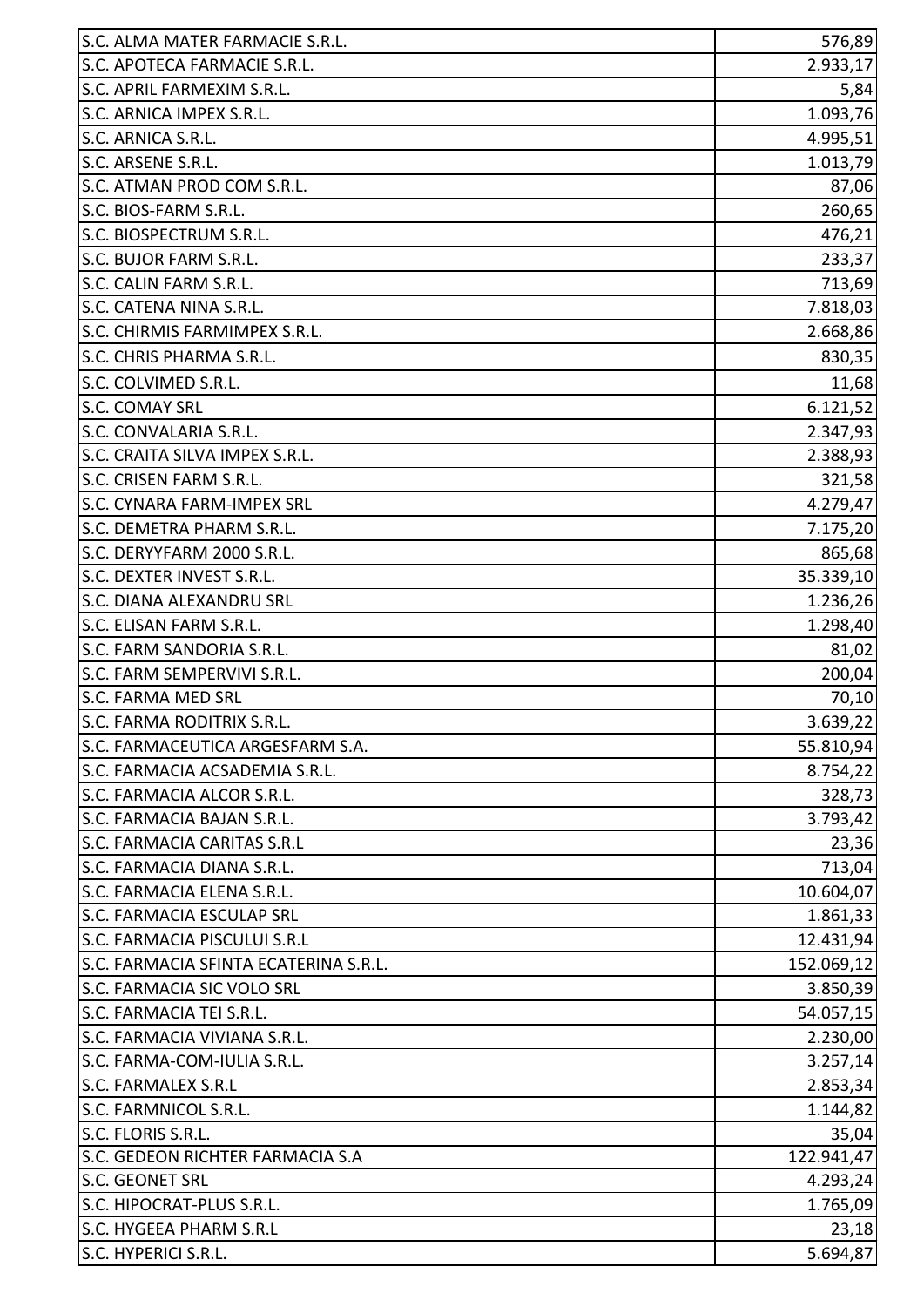| | |
|---|---|
| S.C. ALMA MATER FARMACIE S.R.L. | 576,89 |
| S.C. APOTECA FARMACIE S.R.L. | 2.933,17 |
| S.C. APRIL FARMEXIM S.R.L. | 5,84 |
| S.C. ARNICA IMPEX S.R.L. | 1.093,76 |
| S.C. ARNICA S.R.L. | 4.995,51 |
| S.C. ARSENE S.R.L. | 1.013,79 |
| S.C. ATMAN PROD COM S.R.L. | 87,06 |
| S.C. BIOS-FARM S.R.L. | 260,65 |
| S.C. BIOSPECTRUM S.R.L. | 476,21 |
| S.C. BUJOR FARM S.R.L. | 233,37 |
| S.C. CALIN FARM S.R.L. | 713,69 |
| S.C. CATENA NINA S.R.L. | 7.818,03 |
| S.C. CHIRMIS FARMIMPEX S.R.L. | 2.668,86 |
| S.C. CHRIS PHARMA S.R.L. | 830,35 |
| S.C. COLVIMED S.R.L. | 11,68 |
| S.C. COMAY SRL | 6.121,52 |
| S.C. CONVALARIA S.R.L. | 2.347,93 |
| S.C. CRAITA SILVA IMPEX S.R.L. | 2.388,93 |
| S.C. CRISEN FARM S.R.L. | 321,58 |
| S.C. CYNARA FARM-IMPEX SRL | 4.279,47 |
| S.C. DEMETRA PHARM S.R.L. | 7.175,20 |
| S.C. DERYYFARM 2000 S.R.L. | 865,68 |
| S.C. DEXTER INVEST S.R.L. | 35.339,10 |
| S.C. DIANA ALEXANDRU SRL | 1.236,26 |
| S.C. ELISAN FARM S.R.L. | 1.298,40 |
| S.C. FARM SANDORIA S.R.L. | 81,02 |
| S.C. FARM SEMPERVIVI S.R.L. | 200,04 |
| S.C. FARMA MED SRL | 70,10 |
| S.C. FARMA RODITRIX S.R.L. | 3.639,22 |
| S.C. FARMACEUTICA ARGESFARM S.A. | 55.810,94 |
| S.C. FARMACIA ACSADEMIA S.R.L. | 8.754,22 |
| S.C. FARMACIA ALCOR S.R.L. | 328,73 |
| S.C. FARMACIA BAJAN S.R.L. | 3.793,42 |
| S.C. FARMACIA CARITAS S.R.L | 23,36 |
| S.C. FARMACIA DIANA S.R.L. | 713,04 |
| S.C. FARMACIA ELENA S.R.L. | 10.604,07 |
| S.C. FARMACIA ESCULAP SRL | 1.861,33 |
| S.C. FARMACIA PISCULUI S.R.L | 12.431,94 |
| S.C. FARMACIA SFINTA ECATERINA S.R.L. | 152.069,12 |
| S.C. FARMACIA SIC VOLO SRL | 3.850,39 |
| S.C. FARMACIA TEI S.R.L. | 54.057,15 |
| S.C. FARMACIA VIVIANA S.R.L. | 2.230,00 |
| S.C. FARMA-COM-IULIA S.R.L. | 3.257,14 |
| S.C. FARMALEX S.R.L | 2.853,34 |
| S.C. FARMNICOL S.R.L. | 1.144,82 |
| S.C. FLORIS S.R.L. | 35,04 |
| S.C. GEDEON RICHTER FARMACIA S.A | 122.941,47 |
| S.C. GEONET SRL | 4.293,24 |
| S.C. HIPOCRAT-PLUS S.R.L. | 1.765,09 |
| S.C. HYGEEA PHARM S.R.L | 23,18 |
| S.C. HYPERICI S.R.L. | 5.694,87 |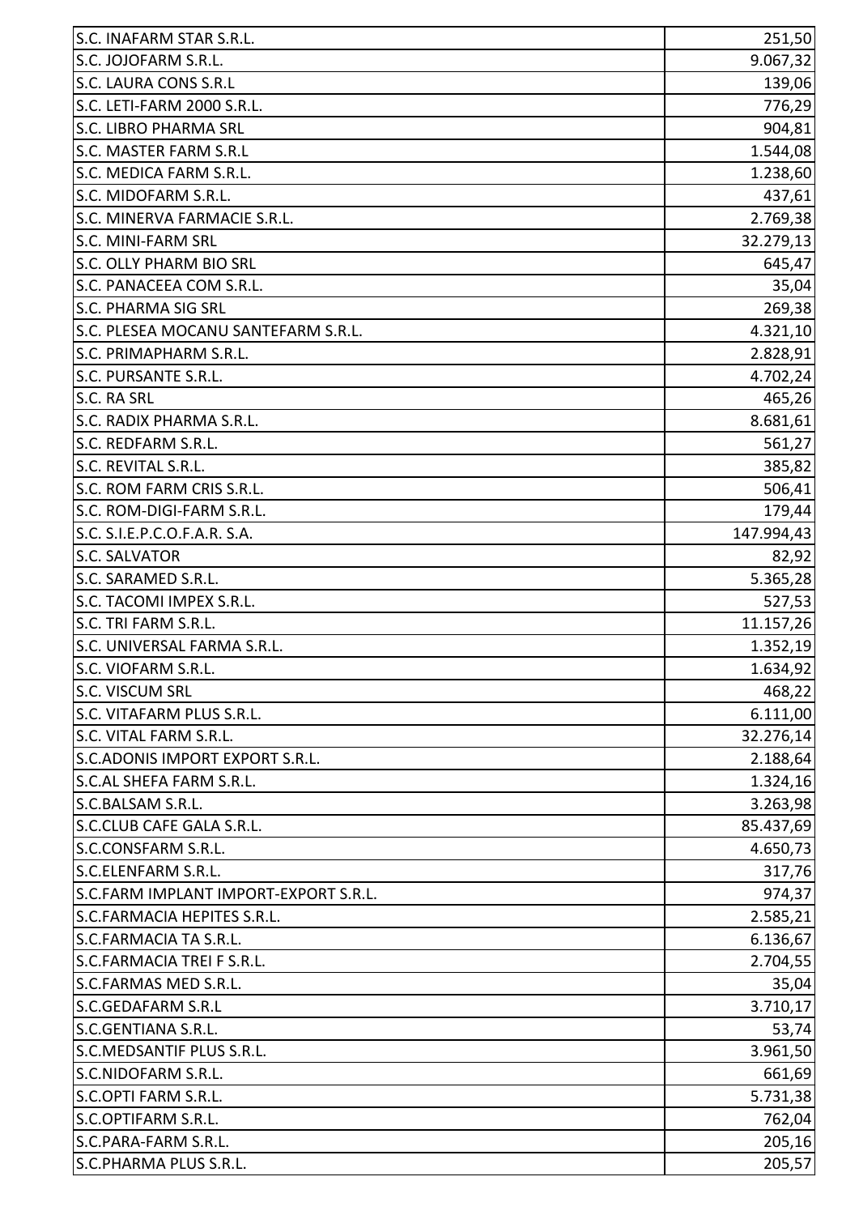| | |
|---|---|
| S.C. INAFARM STAR S.R.L. | 251,50 |
| S.C. JOJOFARM S.R.L. | 9.067,32 |
| S.C. LAURA CONS S.R.L | 139,06 |
| S.C. LETI-FARM 2000 S.R.L. | 776,29 |
| S.C. LIBRO PHARMA SRL | 904,81 |
| S.C. MASTER FARM S.R.L | 1.544,08 |
| S.C. MEDICA FARM S.R.L. | 1.238,60 |
| S.C. MIDOFARM S.R.L. | 437,61 |
| S.C. MINERVA FARMACIE S.R.L. | 2.769,38 |
| S.C. MINI-FARM SRL | 32.279,13 |
| S.C. OLLY PHARM BIO SRL | 645,47 |
| S.C. PANACEEA COM S.R.L. | 35,04 |
| S.C. PHARMA SIG SRL | 269,38 |
| S.C. PLESEA MOCANU SANTEFARM S.R.L. | 4.321,10 |
| S.C. PRIMAPHARM S.R.L. | 2.828,91 |
| S.C. PURSANTE S.R.L. | 4.702,24 |
| S.C. RA SRL | 465,26 |
| S.C. RADIX PHARMA S.R.L. | 8.681,61 |
| S.C. REDFARM S.R.L. | 561,27 |
| S.C. REVITAL S.R.L. | 385,82 |
| S.C. ROM FARM CRIS S.R.L. | 506,41 |
| S.C. ROM-DIGI-FARM S.R.L. | 179,44 |
| S.C. S.I.E.P.C.O.F.A.R. S.A. | 147.994,43 |
| S.C. SALVATOR | 82,92 |
| S.C. SARAMED S.R.L. | 5.365,28 |
| S.C. TACOMI IMPEX S.R.L. | 527,53 |
| S.C. TRI FARM S.R.L. | 11.157,26 |
| S.C. UNIVERSAL FARMA S.R.L. | 1.352,19 |
| S.C. VIOFARM S.R.L. | 1.634,92 |
| S.C. VISCUM SRL | 468,22 |
| S.C. VITAFARM PLUS S.R.L. | 6.111,00 |
| S.C. VITAL FARM S.R.L. | 32.276,14 |
| S.C.ADONIS IMPORT EXPORT S.R.L. | 2.188,64 |
| S.C.AL SHEFA FARM S.R.L. | 1.324,16 |
| S.C.BALSAM S.R.L. | 3.263,98 |
| S.C.CLUB CAFE GALA S.R.L. | 85.437,69 |
| S.C.CONSFARM S.R.L. | 4.650,73 |
| S.C.ELENFARM S.R.L. | 317,76 |
| S.C.FARM IMPLANT IMPORT-EXPORT S.R.L. | 974,37 |
| S.C.FARMACIA HEPITES S.R.L. | 2.585,21 |
| S.C.FARMACIA TA S.R.L. | 6.136,67 |
| S.C.FARMACIA TREI F S.R.L. | 2.704,55 |
| S.C.FARMAS MED S.R.L. | 35,04 |
| S.C.GEDAFARM S.R.L | 3.710,17 |
| S.C.GENTIANA S.R.L. | 53,74 |
| S.C.MEDSANTIF PLUS S.R.L. | 3.961,50 |
| S.C.NIDOFARM S.R.L. | 661,69 |
| S.C.OPTI FARM S.R.L. | 5.731,38 |
| S.C.OPTIFARM S.R.L. | 762,04 |
| S.C.PARA-FARM S.R.L. | 205,16 |
| S.C.PHARMA PLUS S.R.L. | 205,57 |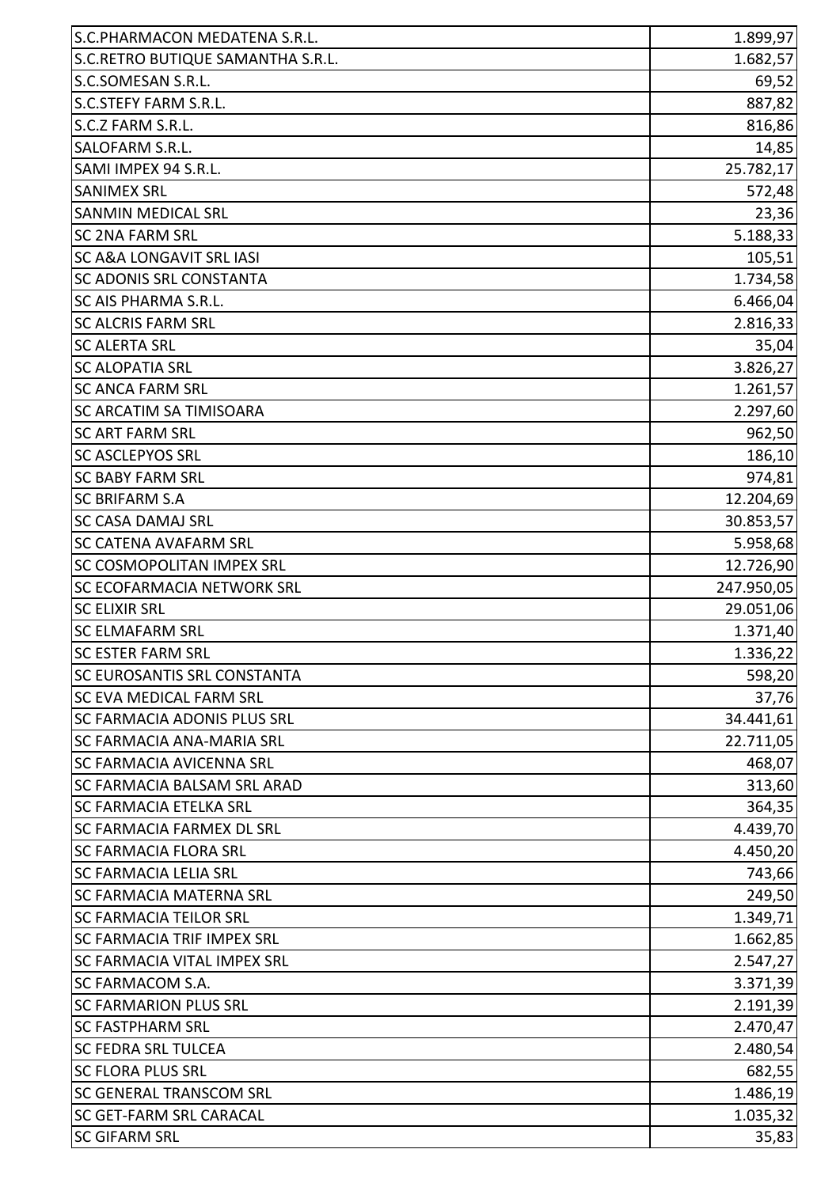| | |
|---|---|
| S.C.PHARMACON MEDATENA S.R.L. | 1.899,97 |
| S.C.RETRO BUTIQUE SAMANTHA S.R.L. | 1.682,57 |
| S.C.SOMESAN S.R.L. | 69,52 |
| S.C.STEFY FARM S.R.L. | 887,82 |
| S.C.Z FARM S.R.L. | 816,86 |
| SALOFARM S.R.L. | 14,85 |
| SAMI IMPEX 94 S.R.L. | 25.782,17 |
| SANIMEX SRL | 572,48 |
| SANMIN MEDICAL SRL | 23,36 |
| SC 2NA FARM SRL | 5.188,33 |
| SC A&A LONGAVIT SRL IASI | 105,51 |
| SC ADONIS SRL CONSTANTA | 1.734,58 |
| SC AIS PHARMA S.R.L. | 6.466,04 |
| SC ALCRIS FARM SRL | 2.816,33 |
| SC ALERTA SRL | 35,04 |
| SC ALOPATIA SRL | 3.826,27 |
| SC ANCA FARM SRL | 1.261,57 |
| SC ARCATIM SA TIMISOARA | 2.297,60 |
| SC ART FARM SRL | 962,50 |
| SC ASCLEPYOS SRL | 186,10 |
| SC BABY FARM SRL | 974,81 |
| SC BRIFARM S.A | 12.204,69 |
| SC CASA DAMAJ SRL | 30.853,57 |
| SC CATENA AVAFARM SRL | 5.958,68 |
| SC COSMOPOLITAN IMPEX SRL | 12.726,90 |
| SC ECOFARMACIA NETWORK SRL | 247.950,05 |
| SC ELIXIR SRL | 29.051,06 |
| SC ELMAFARM SRL | 1.371,40 |
| SC ESTER FARM SRL | 1.336,22 |
| SC EUROSANTIS SRL CONSTANTA | 598,20 |
| SC EVA MEDICAL FARM SRL | 37,76 |
| SC FARMACIA ADONIS PLUS SRL | 34.441,61 |
| SC FARMACIA ANA-MARIA SRL | 22.711,05 |
| SC FARMACIA AVICENNA SRL | 468,07 |
| SC FARMACIA BALSAM SRL ARAD | 313,60 |
| SC FARMACIA ETELKA SRL | 364,35 |
| SC FARMACIA FARMEX DL SRL | 4.439,70 |
| SC FARMACIA FLORA SRL | 4.450,20 |
| SC FARMACIA LELIA SRL | 743,66 |
| SC FARMACIA MATERNA SRL | 249,50 |
| SC FARMACIA TEILOR SRL | 1.349,71 |
| SC FARMACIA TRIF IMPEX SRL | 1.662,85 |
| SC FARMACIA VITAL IMPEX SRL | 2.547,27 |
| SC FARMACOM S.A. | 3.371,39 |
| SC FARMARION PLUS SRL | 2.191,39 |
| SC FASTPHARM SRL | 2.470,47 |
| SC FEDRA SRL TULCEA | 2.480,54 |
| SC FLORA PLUS SRL | 682,55 |
| SC GENERAL TRANSCOM SRL | 1.486,19 |
| SC GET-FARM SRL CARACAL | 1.035,32 |
| SC GIFARM SRL | 35,83 |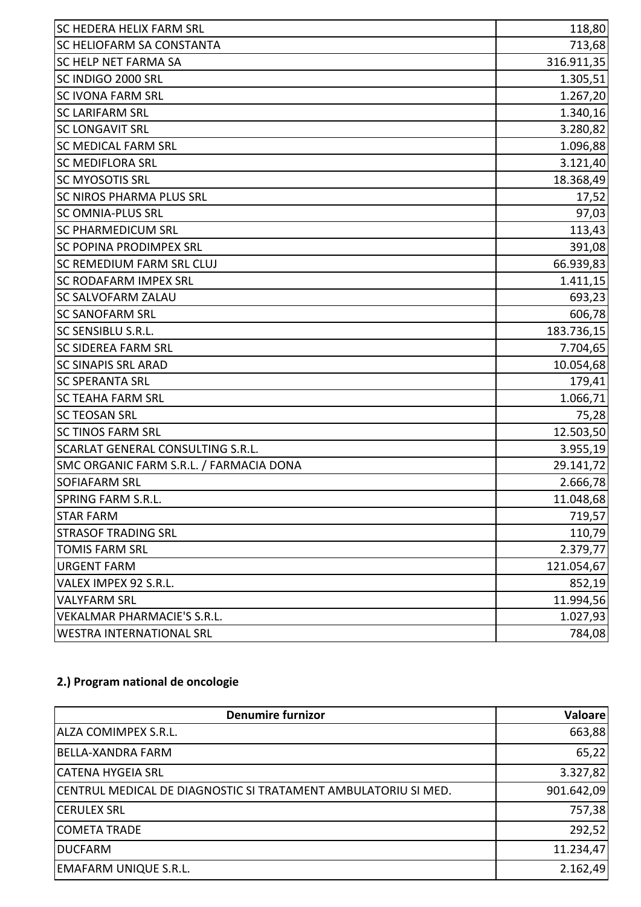| | |
|---|---:|
| SC HEDERA HELIX FARM SRL | 118,80 |
| SC HELIOFARM SA CONSTANTA | 713,68 |
| SC HELP NET FARMA SA | 316.911,35 |
| SC INDIGO 2000 SRL | 1.305,51 |
| SC IVONA FARM SRL | 1.267,20 |
| SC LARIFARM SRL | 1.340,16 |
| SC LONGAVIT SRL | 3.280,82 |
| SC MEDICAL FARM SRL | 1.096,88 |
| SC MEDIFLORA SRL | 3.121,40 |
| SC MYOSOTIS SRL | 18.368,49 |
| SC NIROS PHARMA PLUS SRL | 17,52 |
| SC OMNIA-PLUS SRL | 97,03 |
| SC PHARMEDICUM SRL | 113,43 |
| SC POPINA PRODIMPEX SRL | 391,08 |
| SC REMEDIUM FARM SRL CLUJ | 66.939,83 |
| SC RODAFARM IMPEX SRL | 1.411,15 |
| SC SALVOFARM ZALAU | 693,23 |
| SC SANOFARM SRL | 606,78 |
| SC SENSIBLU S.R.L. | 183.736,15 |
| SC SIDEREA FARM SRL | 7.704,65 |
| SC SINAPIS SRL ARAD | 10.054,68 |
| SC SPERANTA SRL | 179,41 |
| SC TEAHA FARM SRL | 1.066,71 |
| SC TEOSAN SRL | 75,28 |
| SC TINOS FARM SRL | 12.503,50 |
| SCARLAT GENERAL CONSULTING S.R.L. | 3.955,19 |
| SMC ORGANIC FARM S.R.L. / FARMACIA DONA | 29.141,72 |
| SOFIAFARM SRL | 2.666,78 |
| SPRING FARM S.R.L. | 11.048,68 |
| STAR FARM | 719,57 |
| STRASOF TRADING SRL | 110,79 |
| TOMIS FARM SRL | 2.379,77 |
| URGENT FARM | 121.054,67 |
| VALEX IMPEX 92 S.R.L. | 852,19 |
| VALYFARM SRL | 11.994,56 |
| VEKALMAR PHARMACIE'S S.R.L. | 1.027,93 |
| WESTRA INTERNATIONAL SRL | 784,08 |

**2.) Program national de oncologie**

| Denumire furnizor | Valoare |
|---|---:|
| ALZA COMIMPEX S.R.L. | 663,88 |
| BELLA-XANDRA FARM | 65,22 |
| CATENA HYGEIA SRL | 3.327,82 |
| CENTRUL MEDICAL DE DIAGNOSTIC SI TRATAMENT AMBULATORIU SI MED. | 901.642,09 |
| CERULEX SRL | 757,38 |
| COMETA TRADE | 292,52 |
| DUCFARM | 11.234,47 |
| EMAFARM UNIQUE S.R.L. | 2.162,49 |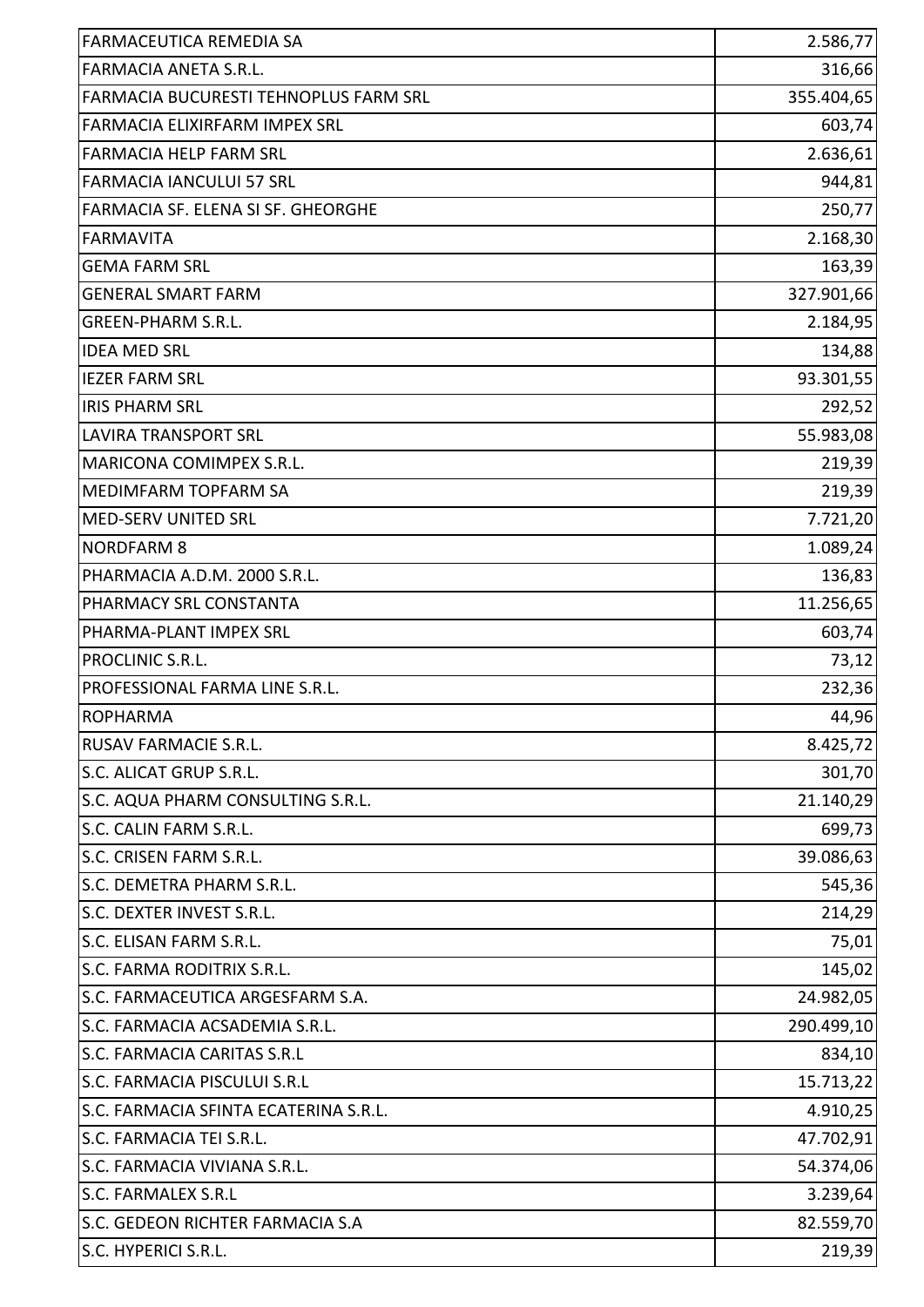| | |
|---|---|
| FARMACEUTICA REMEDIA SA | 2.586,77 |
| FARMACIA ANETA S.R.L. | 316,66 |
| FARMACIA BUCURESTI TEHNOPLUS FARM SRL | 355.404,65 |
| FARMACIA ELIXIRFARM IMPEX SRL | 603,74 |
| FARMACIA HELP FARM SRL | 2.636,61 |
| FARMACIA IANCULUI 57 SRL | 944,81 |
| FARMACIA SF. ELENA SI SF. GHEORGHE | 250,77 |
| FARMAVITA | 2.168,30 |
| GEMA FARM SRL | 163,39 |
| GENERAL SMART FARM | 327.901,66 |
| GREEN-PHARM S.R.L. | 2.184,95 |
| IDEA MED SRL | 134,88 |
| IEZER FARM SRL | 93.301,55 |
| IRIS PHARM SRL | 292,52 |
| LAVIRA TRANSPORT SRL | 55.983,08 |
| MARICONA COMIMPEX S.R.L. | 219,39 |
| MEDIMFARM TOPFARM SA | 219,39 |
| MED-SERV UNITED SRL | 7.721,20 |
| NORDFARM 8 | 1.089,24 |
| PHARMACIA A.D.M. 2000 S.R.L. | 136,83 |
| PHARMACY SRL CONSTANTA | 11.256,65 |
| PHARMA-PLANT IMPEX SRL | 603,74 |
| PROCLINIC S.R.L. | 73,12 |
| PROFESSIONAL FARMA LINE S.R.L. | 232,36 |
| ROPHARMA | 44,96 |
| RUSAV FARMACIE S.R.L. | 8.425,72 |
| S.C. ALICAT GRUP S.R.L. | 301,70 |
| S.C. AQUA PHARM CONSULTING S.R.L. | 21.140,29 |
| S.C. CALIN FARM S.R.L. | 699,73 |
| S.C. CRISEN FARM S.R.L. | 39.086,63 |
| S.C. DEMETRA PHARM S.R.L. | 545,36 |
| S.C. DEXTER INVEST S.R.L. | 214,29 |
| S.C. ELISAN FARM S.R.L. | 75,01 |
| S.C. FARMA RODITRIX S.R.L. | 145,02 |
| S.C. FARMACEUTICA ARGESFARM S.A. | 24.982,05 |
| S.C. FARMACIA ACSADEMIA S.R.L. | 290.499,10 |
| S.C. FARMACIA CARITAS S.R.L | 834,10 |
| S.C. FARMACIA PISCULUI S.R.L | 15.713,22 |
| S.C. FARMACIA SFINTA ECATERINA S.R.L. | 4.910,25 |
| S.C. FARMACIA TEI S.R.L. | 47.702,91 |
| S.C. FARMACIA VIVIANA S.R.L. | 54.374,06 |
| S.C. FARMALEX S.R.L | 3.239,64 |
| S.C. GEDEON RICHTER FARMACIA S.A | 82.559,70 |
| S.C. HYPERICI S.R.L. | 219,39 |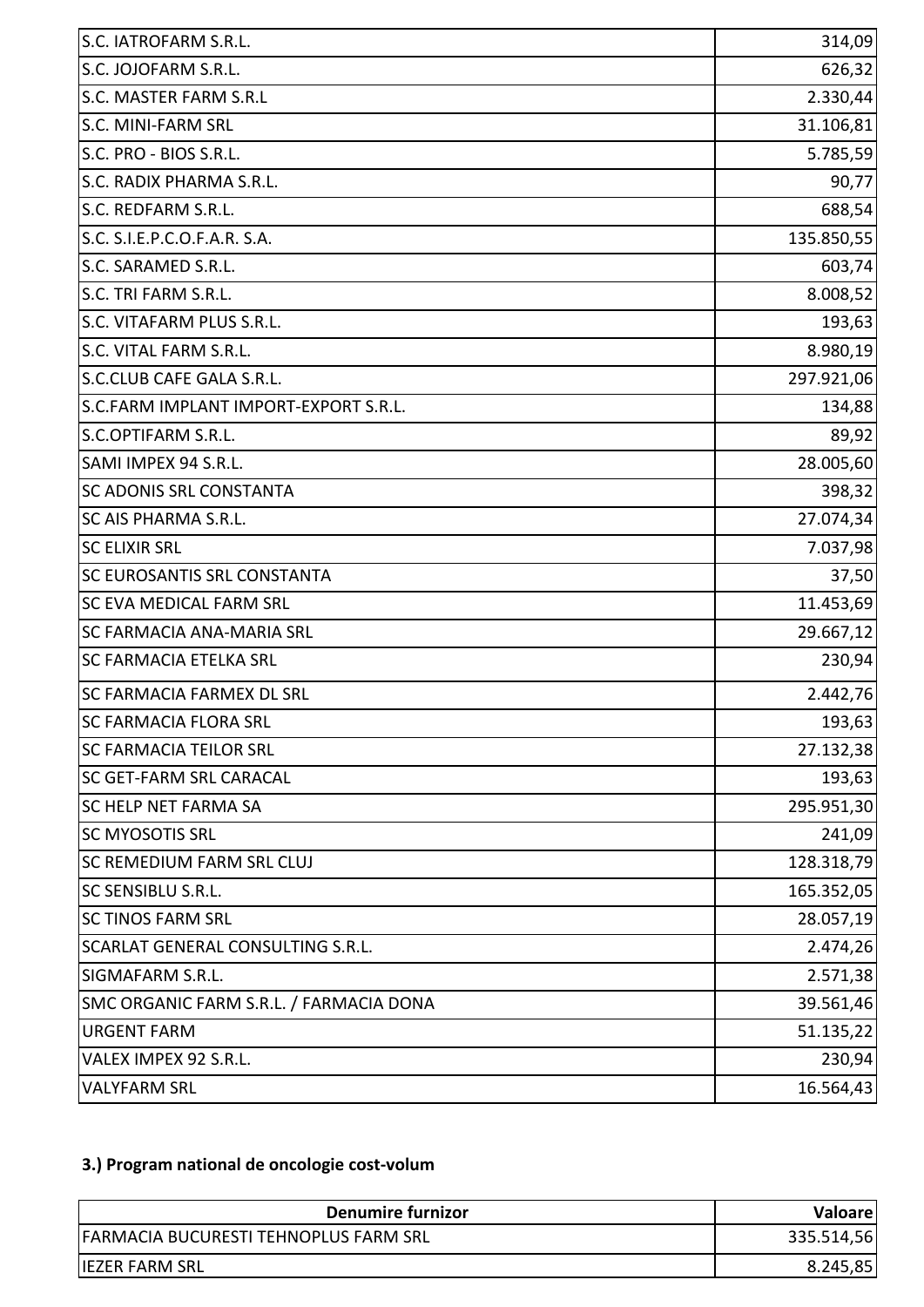| | |
|---|---:|
| S.C. IATROFARM S.R.L. | 314,09 |
| S.C. JOJOFARM S.R.L. | 626,32 |
| S.C. MASTER FARM S.R.L | 2.330,44 |
| S.C. MINI-FARM SRL | 31.106,81 |
| S.C. PRO - BIOS S.R.L. | 5.785,59 |
| S.C. RADIX PHARMA S.R.L. | 90,77 |
| S.C. REDFARM S.R.L. | 688,54 |
| S.C. S.I.E.P.C.O.F.A.R. S.A. | 135.850,55 |
| S.C. SARAMED S.R.L. | 603,74 |
| S.C. TRI FARM S.R.L. | 8.008,52 |
| S.C. VITAFARM PLUS S.R.L. | 193,63 |
| S.C. VITAL FARM S.R.L. | 8.980,19 |
| S.C.CLUB CAFE GALA S.R.L. | 297.921,06 |
| S.C.FARM IMPLANT IMPORT-EXPORT S.R.L. | 134,88 |
| S.C.OPTIFARM S.R.L. | 89,92 |
| SAMI IMPEX 94 S.R.L. | 28.005,60 |
| SC ADONIS SRL CONSTANTA | 398,32 |
| SC AIS PHARMA S.R.L. | 27.074,34 |
| SC ELIXIR SRL | 7.037,98 |
| SC EUROSANTIS SRL CONSTANTA | 37,50 |
| SC EVA MEDICAL FARM SRL | 11.453,69 |
| SC FARMACIA ANA-MARIA SRL | 29.667,12 |
| SC FARMACIA ETELKA SRL | 230,94 |
| SC FARMACIA FARMEX DL SRL | 2.442,76 |
| SC FARMACIA FLORA SRL | 193,63 |
| SC FARMACIA TEILOR SRL | 27.132,38 |
| SC GET-FARM SRL CARACAL | 193,63 |
| SC HELP NET FARMA SA | 295.951,30 |
| SC MYOSOTIS SRL | 241,09 |
| SC REMEDIUM FARM SRL CLUJ | 128.318,79 |
| SC SENSIBLU S.R.L. | 165.352,05 |
| SC TINOS FARM SRL | 28.057,19 |
| SCARLAT GENERAL CONSULTING S.R.L. | 2.474,26 |
| SIGMAFARM S.R.L. | 2.571,38 |
| SMC ORGANIC FARM S.R.L. / FARMACIA DONA | 39.561,46 |
| URGENT FARM | 51.135,22 |
| VALEX IMPEX 92 S.R.L. | 230,94 |
| VALYFARM SRL | 16.564,43 |

### 3.) Program national de oncologie cost-volum

| Denumire furnizor | Valoare |
|---|---:|
| FARMACIA BUCURESTI TEHNOPLUS FARM SRL | 335.514,56 |
| IEZER FARM SRL | 8.245,85 |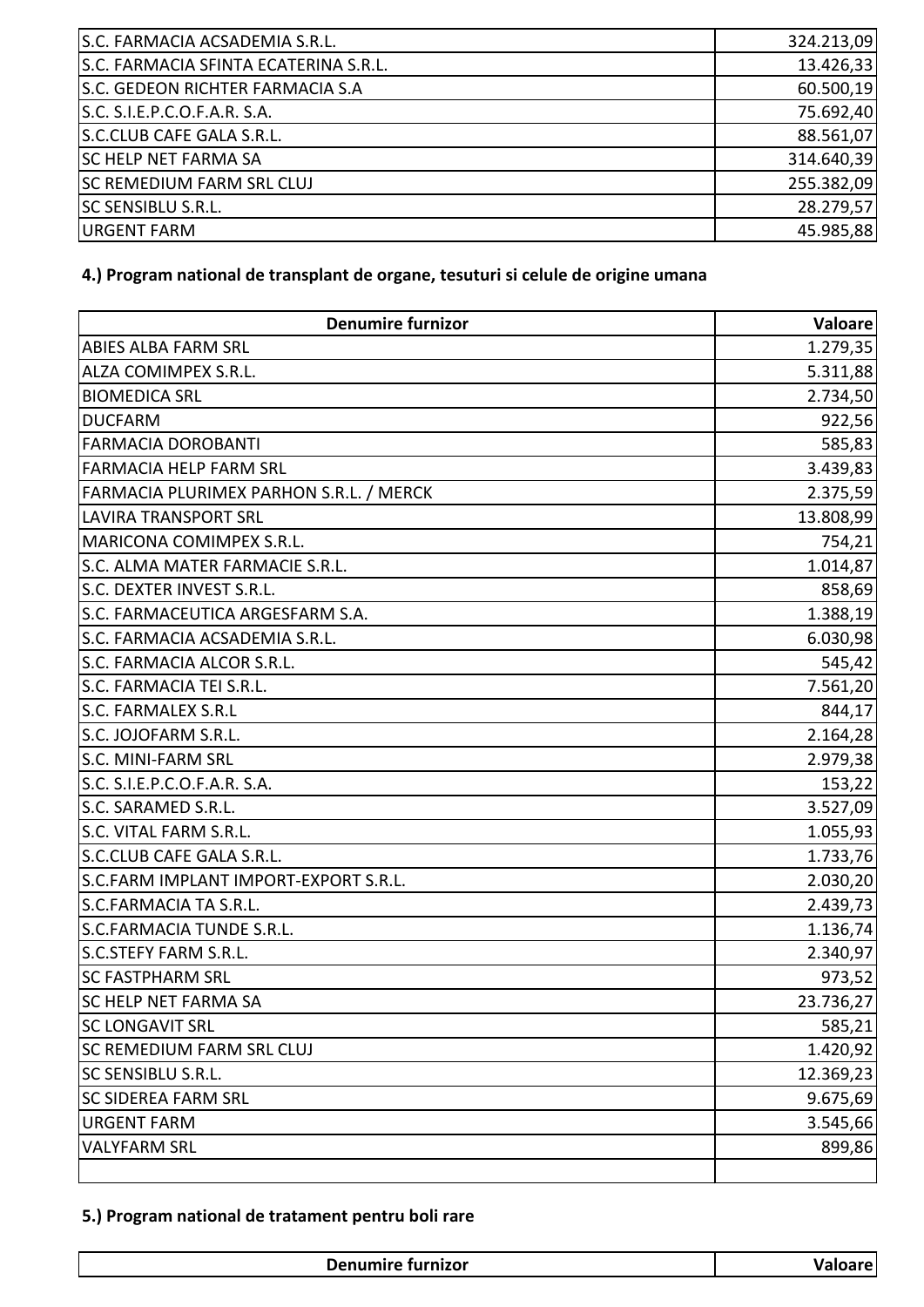| | |
|---|---:|
| S.C. FARMACIA ACSADEMIA S.R.L. | 324.213,09 |
| S.C. FARMACIA SFINTA ECATERINA S.R.L. | 13.426,33 |
| S.C. GEDEON RICHTER FARMACIA S.A | 60.500,19 |
| S.C. S.I.E.P.C.O.F.A.R. S.A. | 75.692,40 |
| S.C.CLUB CAFE GALA S.R.L. | 88.561,07 |
| SC HELP NET FARMA SA | 314.640,39 |
| SC REMEDIUM FARM SRL CLUJ | 255.382,09 |
| SC SENSIBLU S.R.L. | 28.279,57 |
| URGENT FARM | 45.985,88 |

**4.) Program national de transplant de organe, tesuturi si celule de origine umana**

| Denumire furnizor | Valoare |
|---|---:|
| ABIES ALBA FARM SRL | 1.279,35 |
| ALZA COMIMPEX S.R.L. | 5.311,88 |
| BIOMEDICA SRL | 2.734,50 |
| DUCFARM | 922,56 |
| FARMACIA DOROBANTI | 585,83 |
| FARMACIA HELP FARM SRL | 3.439,83 |
| FARMACIA PLURIMEX PARHON S.R.L. / MERCK | 2.375,59 |
| LAVIRA TRANSPORT SRL | 13.808,99 |
| MARICONA COMIMPEX S.R.L. | 754,21 |
| S.C. ALMA MATER FARMACIE S.R.L. | 1.014,87 |
| S.C. DEXTER INVEST S.R.L. | 858,69 |
| S.C. FARMACEUTICA ARGESFARM S.A. | 1.388,19 |
| S.C. FARMACIA ACSADEMIA S.R.L. | 6.030,98 |
| S.C. FARMACIA ALCOR S.R.L. | 545,42 |
| S.C. FARMACIA TEI S.R.L. | 7.561,20 |
| S.C. FARMALEX S.R.L | 844,17 |
| S.C. JOJOFARM S.R.L. | 2.164,28 |
| S.C. MINI-FARM SRL | 2.979,38 |
| S.C. S.I.E.P.C.O.F.A.R. S.A. | 153,22 |
| S.C. SARAMED S.R.L. | 3.527,09 |
| S.C. VITAL FARM S.R.L. | 1.055,93 |
| S.C.CLUB CAFE GALA S.R.L. | 1.733,76 |
| S.C.FARM IMPLANT IMPORT-EXPORT S.R.L. | 2.030,20 |
| S.C.FARMACIA TA S.R.L. | 2.439,73 |
| S.C.FARMACIA TUNDE S.R.L. | 1.136,74 |
| S.C.STEFY FARM S.R.L. | 2.340,97 |
| SC FASTPHARM SRL | 973,52 |
| SC HELP NET FARMA SA | 23.736,27 |
| SC LONGAVIT SRL | 585,21 |
| SC REMEDIUM FARM SRL CLUJ | 1.420,92 |
| SC SENSIBLU S.R.L. | 12.369,23 |
| SC SIDEREA FARM SRL | 9.675,69 |
| URGENT FARM | 3.545,66 |
| VALYFARM SRL | 899,86 |
| | |

**5.) Program national de tratament pentru boli rare**

| Denumire furnizor | Valoare |
|---|---:|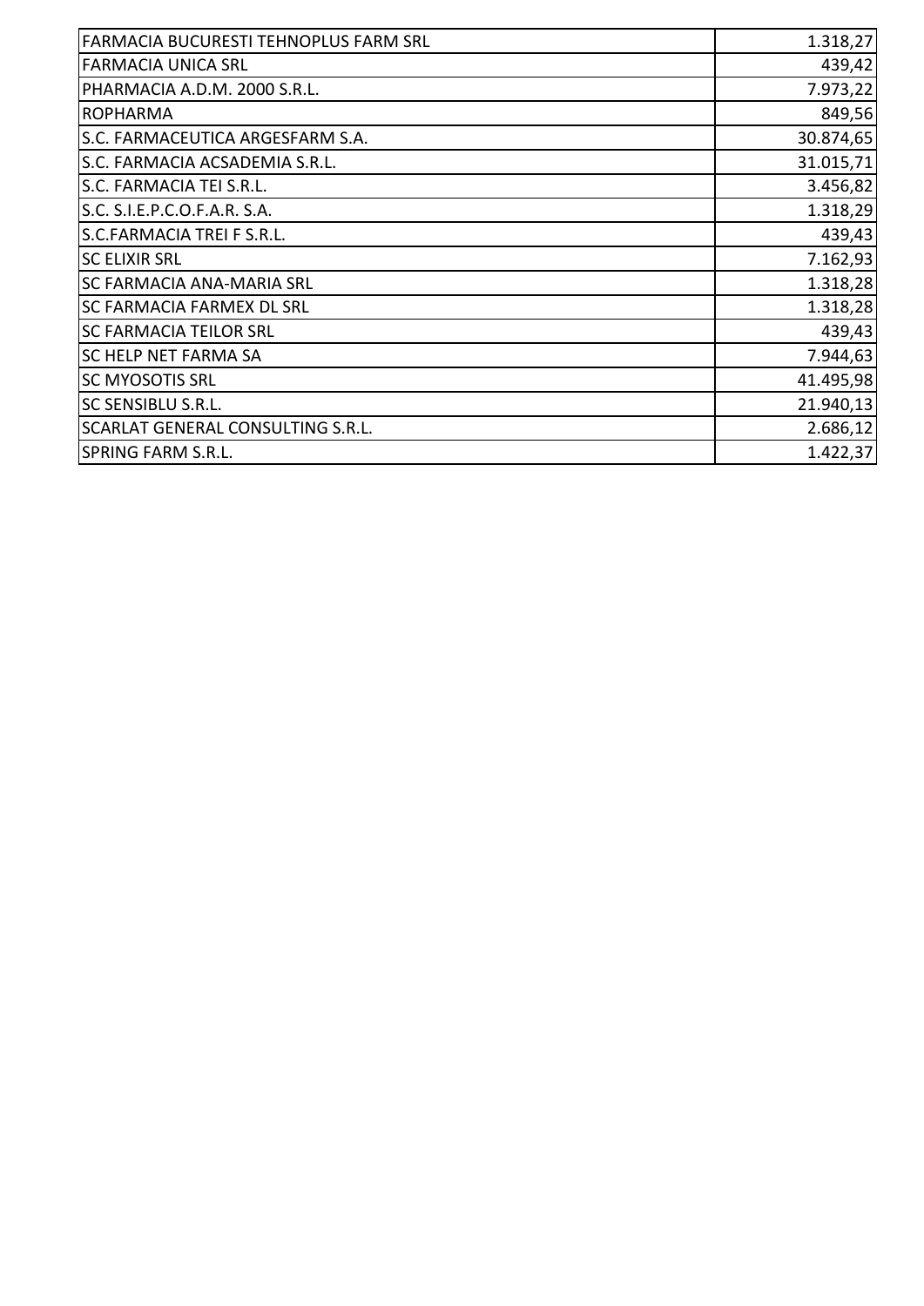| | |
|---|---|
| FARMACIA BUCURESTI TEHNOPLUS FARM SRL | 1.318,27 |
| FARMACIA UNICA SRL | 439,42 |
| PHARMACIA A.D.M. 2000 S.R.L. | 7.973,22 |
| ROPHARMA | 849,56 |
| S.C. FARMACEUTICA ARGESFARM S.A. | 30.874,65 |
| S.C. FARMACIA ACSADEMIA S.R.L. | 31.015,71 |
| S.C. FARMACIA TEI S.R.L. | 3.456,82 |
| S.C. S.I.E.P.C.O.F.A.R. S.A. | 1.318,29 |
| S.C.FARMACIA TREI F S.R.L. | 439,43 |
| SC ELIXIR SRL | 7.162,93 |
| SC FARMACIA ANA-MARIA SRL | 1.318,28 |
| SC FARMACIA FARMEX DL SRL | 1.318,28 |
| SC FARMACIA TEILOR SRL | 439,43 |
| SC HELP NET FARMA SA | 7.944,63 |
| SC MYOSOTIS SRL | 41.495,98 |
| SC SENSIBLU S.R.L. | 21.940,13 |
| SCARLAT GENERAL CONSULTING S.R.L. | 2.686,12 |
| SPRING FARM S.R.L. | 1.422,37 |